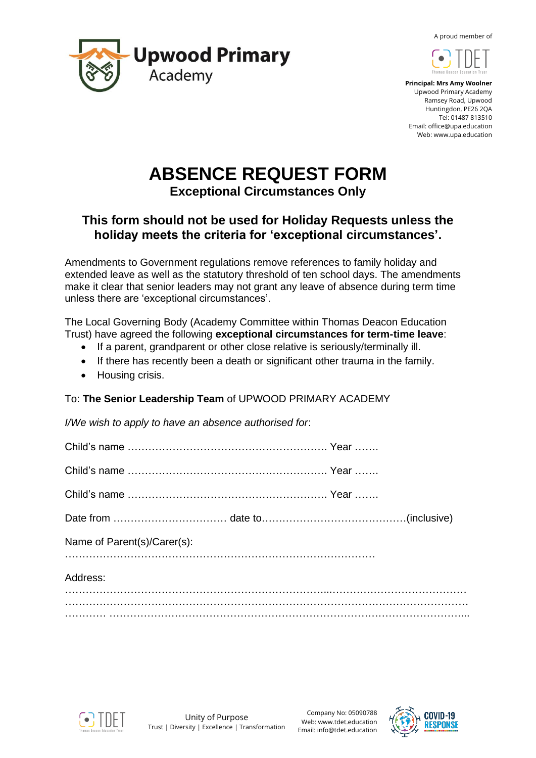**Upwood Primary** Academy

A proud member of TDET

**Principal: Mrs Amy Woolner**
Upwood Primary Academy
Ramsey Road, Upwood
Huntingdon, PE26 2QA
Tel: 01487 813510
Email: office@upa.education
Web: www.upa.education

# ABSENCE REQUEST FORM

## Exceptional Circumstances Only

## This form should not be used for Holiday Requests unless the holiday meets the criteria for 'exceptional circumstances'.

Amendments to Government regulations remove references to family holiday and extended leave as well as the statutory threshold of ten school days. The amendments make it clear that senior leaders may not grant any leave of absence during term time unless there are 'exceptional circumstances'.

The Local Governing Body (Academy Committee within Thomas Deacon Education Trust) have agreed the following **exceptional circumstances for term-time leave**:

- If a parent, grandparent or other close relative is seriously/terminally ill.
- If there has recently been a death or significant other trauma in the family.
- Housing crisis.

To: **The Senior Leadership Team** of UPWOOD PRIMARY ACADEMY

*I/We wish to apply to have an absence authorised for*:

Child's name …………………………………………………. Year …….

Child's name …………………………………………………. Year …….

Child's name …………………………………………………. Year …….

Date from …………………………… date to……………………………………(inclusive)

Name of Parent(s)/Carer(s):

……………………………………………………………………………………

Address:

………………………………………………………………………………………………………………
………………………………………………………………………………………………………………
………… ……………………………………………………………………………………………………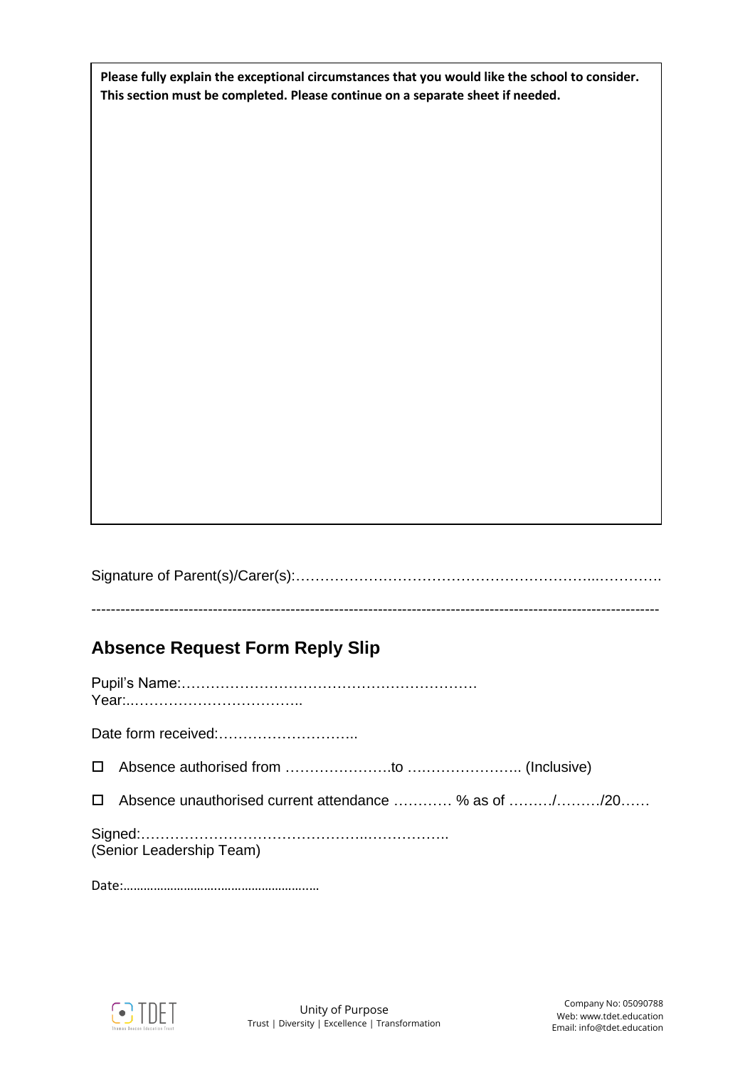**Please fully explain the exceptional circumstances that you would like the school to consider. This section must be completed. Please continue on a separate sheet if needed.**

Signature of Parent(s)/Carer(s):……………………………………………………..………….

-------------------------------------------------------------------------------------------------------------------

## Absence Request Form Reply Slip

Pupil's Name:……………………………………………………
Year:..……………………………..

Date form received:………………………..

☐ Absence authorised from ………………….to …………………... (Inclusive)

☐ Absence unauthorised current attendance ………… % as of ………/………/20……

Signed:…………………………………………..……………..
(Senior Leadership Team)

Date:………………………………………………….

Unity of Purpose
Trust | Diversity | Excellence | Transformation

Company No: 05090788
Web: www.tdet.education
Email: info@tdet.education